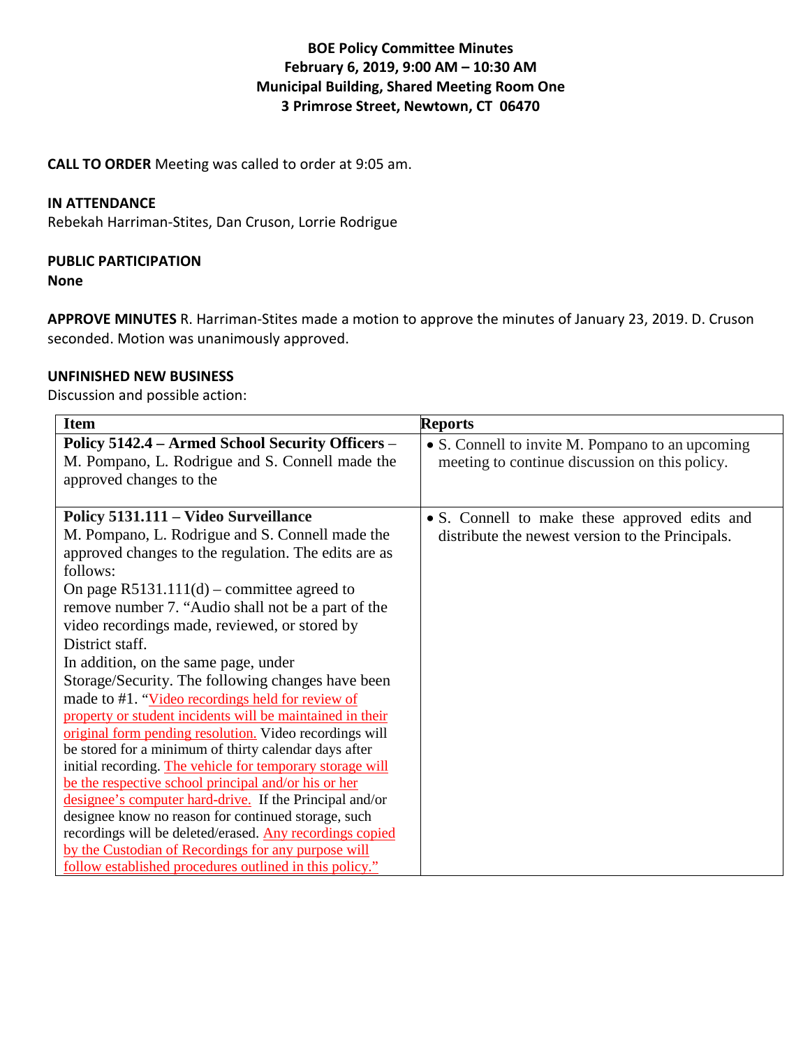**BOE Policy Committee Minutes**
**February 6, 2019, 9:00 AM – 10:30 AM**
**Municipal Building, Shared Meeting Room One**
**3 Primrose Street, Newtown, CT 06470**

**CALL TO ORDER** Meeting was called to order at 9:05 am.

**IN ATTENDANCE**
Rebekah Harriman-Stites, Dan Cruson, Lorrie Rodrigue

**PUBLIC PARTICIPATION**
**None**

**APPROVE MINUTES** R. Harriman-Stites made a motion to approve the minutes of January 23, 2019. D. Cruson seconded. Motion was unanimously approved.

**UNFINISHED NEW BUSINESS**
Discussion and possible action:

| Item | Reports |
|---|---|
| **Policy 5142.4 – Armed School Security Officers** – M. Pompano, L. Rodrigue and S. Connell made the approved changes to the | • S. Connell to invite M. Pompano to an upcoming meeting to continue discussion on this policy. |
| **Policy 5131.111 – Video Surveillance** M. Pompano, L. Rodrigue and S. Connell made the approved changes to the regulation. The edits are as follows: On page R5131.111(d) – committee agreed to remove number 7. "Audio shall not be a part of the video recordings made, reviewed, or stored by District staff. In addition, on the same page, under Storage/Security. The following changes have been made to #1. "Video recordings held for review of property or student incidents will be maintained in their original form pending resolution. Video recordings will be stored for a minimum of thirty calendar days after initial recording. The vehicle for temporary storage will be the respective school principal and/or his or her designee's computer hard-drive. If the Principal and/or designee know no reason for continued storage, such recordings will be deleted/erased. Any recordings copied by the Custodian of Recordings for any purpose will follow established procedures outlined in this policy." | • S. Connell to make these approved edits and distribute the newest version to the Principals. |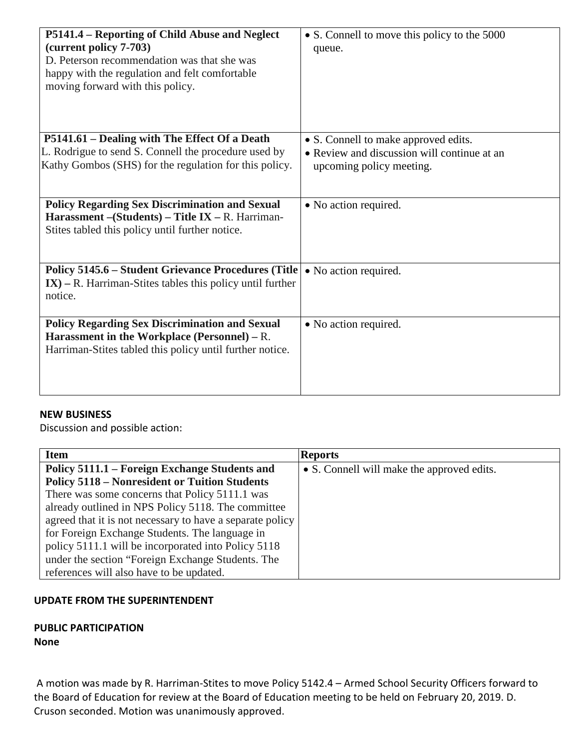| | |
|---|---|
| **P5141.4 – Reporting of Child Abuse and Neglect (current policy 7-703)**<br>D. Peterson recommendation was that she was happy with the regulation and felt comfortable moving forward with this policy. | • S. Connell to move this policy to the 5000 queue. |
| **P5141.61 – Dealing with The Effect Of a Death**<br>L. Rodrigue to send S. Connell the procedure used by Kathy Gombos (SHS) for the regulation for this policy. | • S. Connell to make approved edits.<br>• Review and discussion will continue at an upcoming policy meeting. |
| **Policy Regarding Sex Discrimination and Sexual Harassment –(Students) – Title IX –** R. Harriman-Stites tabled this policy until further notice. | • No action required. |
| **Policy 5145.6 – Student Grievance Procedures (Title IX) –** R. Harriman-Stites tables this policy until further notice. | • No action required. |
| **Policy Regarding Sex Discrimination and Sexual Harassment in the Workplace (Personnel) –** R. Harriman-Stites tabled this policy until further notice. | • No action required. |

**NEW BUSINESS**

Discussion and possible action:

| Item | Reports |
|---|---|
| **Policy 5111.1 – Foreign Exchange Students and Policy 5118 – Nonresident or Tuition Students**<br>There was some concerns that Policy 5111.1 was already outlined in NPS Policy 5118. The committee agreed that it is not necessary to have a separate policy for Foreign Exchange Students. The language in policy 5111.1 will be incorporated into Policy 5118 under the section "Foreign Exchange Students. The references will also have to be updated. | • S. Connell will make the approved edits. |

**UPDATE FROM THE SUPERINTENDENT**

**PUBLIC PARTICIPATION**
**None**

A motion was made by R. Harriman-Stites to move Policy 5142.4 – Armed School Security Officers forward to the Board of Education for review at the Board of Education meeting to be held on February 20, 2019. D. Cruson seconded. Motion was unanimously approved.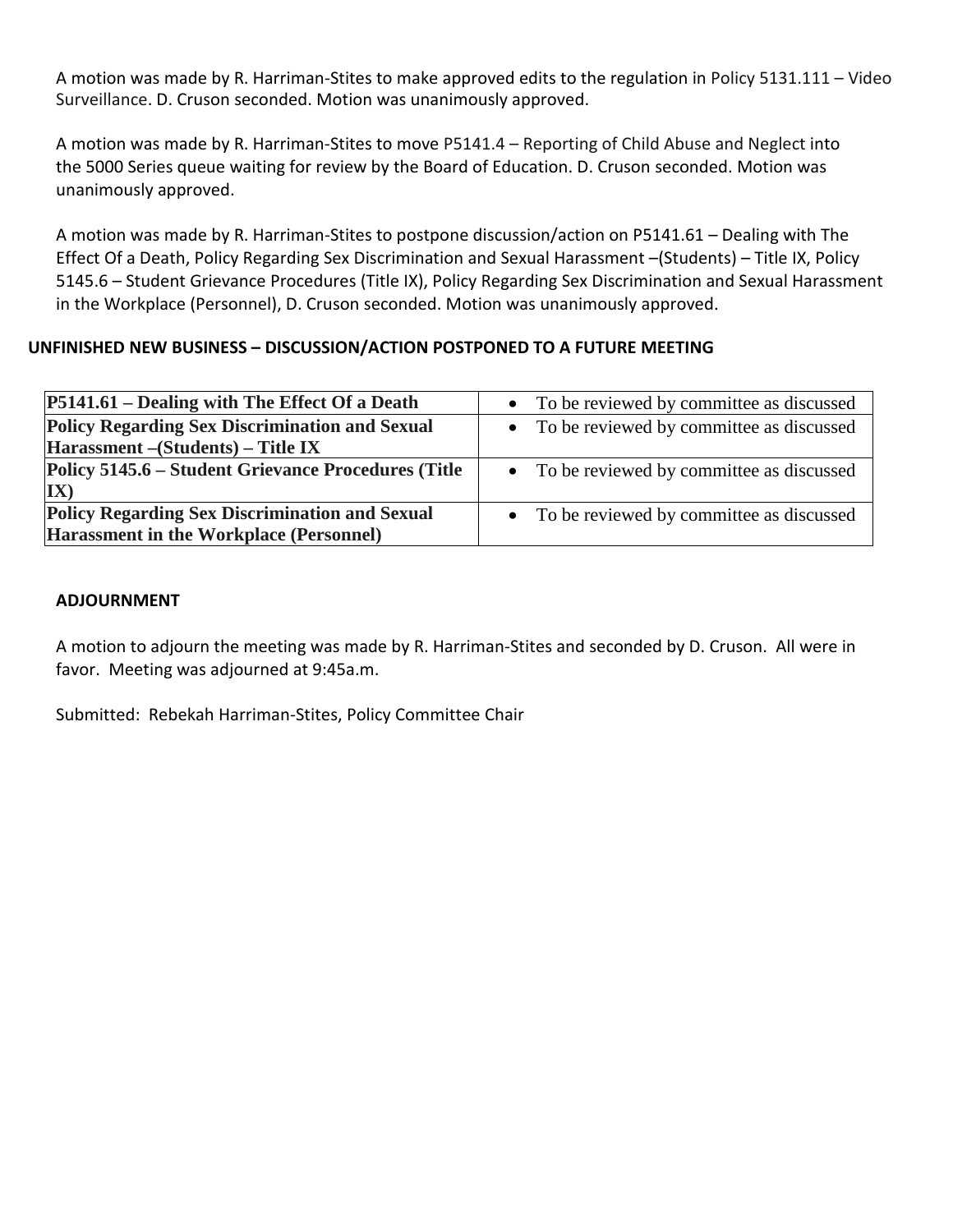A motion was made by R. Harriman-Stites to make approved edits to the regulation in Policy 5131.111 – Video Surveillance. D. Cruson seconded. Motion was unanimously approved.

A motion was made by R. Harriman-Stites to move P5141.4 – Reporting of Child Abuse and Neglect into the 5000 Series queue waiting for review by the Board of Education. D. Cruson seconded. Motion was unanimously approved.

A motion was made by R. Harriman-Stites to postpone discussion/action on P5141.61 – Dealing with The Effect Of a Death, Policy Regarding Sex Discrimination and Sexual Harassment –(Students) – Title IX, Policy 5145.6 – Student Grievance Procedures (Title IX), Policy Regarding Sex Discrimination and Sexual Harassment in the Workplace (Personnel), D. Cruson seconded. Motion was unanimously approved.

**UNFINISHED NEW BUSINESS – DISCUSSION/ACTION POSTPONED TO A FUTURE MEETING**

| | |
|---|---|
| **P5141.61 – Dealing with The Effect Of a Death** | • To be reviewed by committee as discussed |
| **Policy Regarding Sex Discrimination and Sexual Harassment –(Students) – Title IX** | • To be reviewed by committee as discussed |
| **Policy 5145.6 – Student Grievance Procedures (Title IX)** | • To be reviewed by committee as discussed |
| **Policy Regarding Sex Discrimination and Sexual Harassment in the Workplace (Personnel)** | • To be reviewed by committee as discussed |

**ADJOURNMENT**

A motion to adjourn the meeting was made by R. Harriman-Stites and seconded by D. Cruson. All were in favor. Meeting was adjourned at 9:45a.m.

Submitted: Rebekah Harriman-Stites, Policy Committee Chair